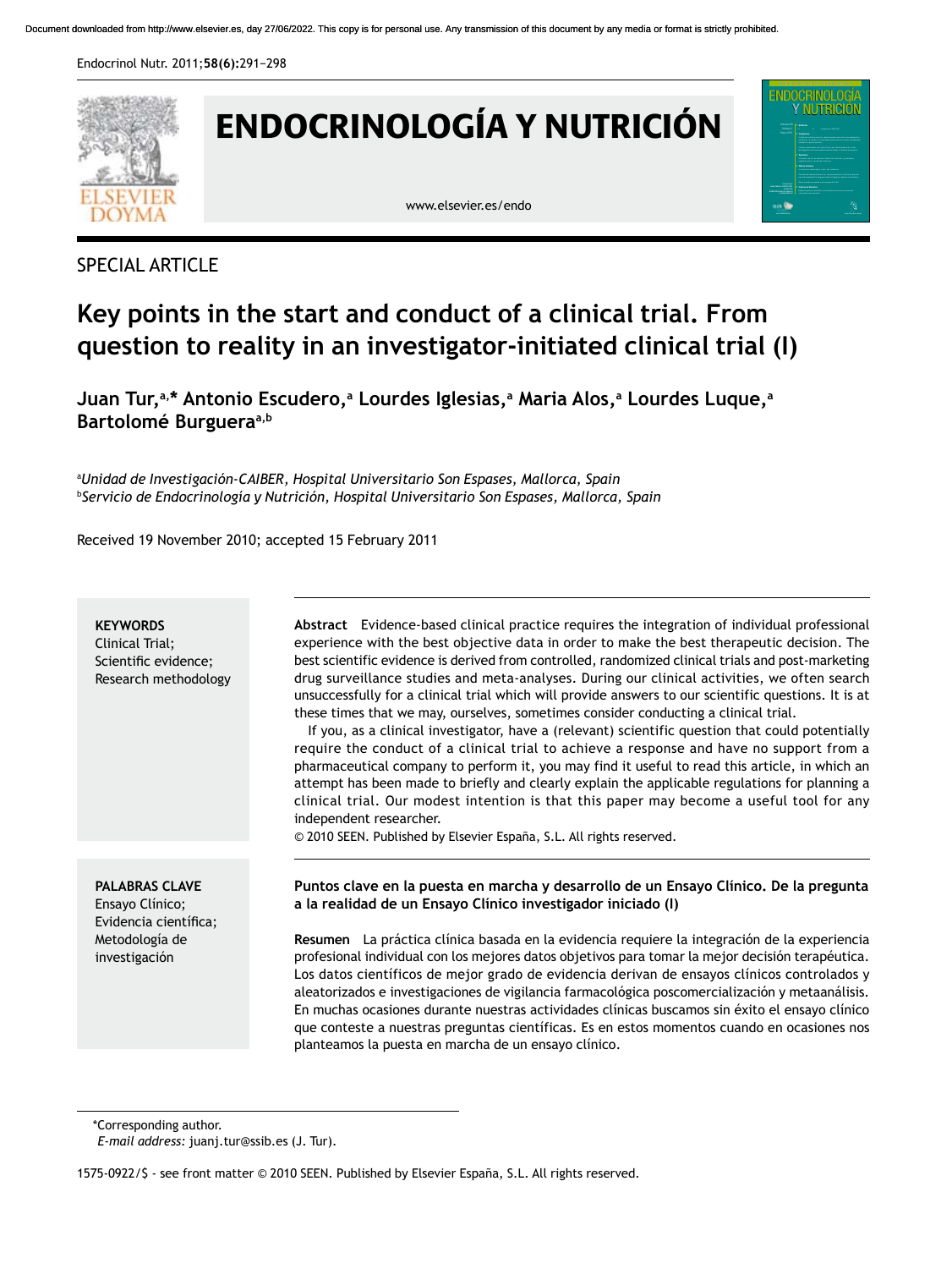SPECIAL ARTICLE

# Key points in the start and conduct of a clinical trial. From question to reality in an investigator-initiated clinical trial (I)

**Juan Tur,[a,*] Antonio Escudero,[a] Lourdes Iglesias,[a] Maria Alos,[a] Lourdes Luque,[a] Bartolomé Burguera[a,b]**

[a]*Unidad de Investigación-CAIBER, Hospital Universitario Son Espases, Mallorca, Spain*
[b]*Servicio de Endocrinología y Nutrición, Hospital Universitario Son Espases, Mallorca, Spain*

Received 19 November 2010; accepted 15 February 2011

**KEYWORDS**
Clinical Trial;
Scientific evidence;
Research methodology

**Abstract** Evidence-based clinical practice requires the integration of individual professional experience with the best objective data in order to make the best therapeutic decision. The best scientific evidence is derived from controlled, randomized clinical trials and post-marketing drug surveillance studies and meta-analyses. During our clinical activities, we often search unsuccessfully for a clinical trial which will provide answers to our scientific questions. It is at these times that we may, ourselves, sometimes consider conducting a clinical trial.

If you, as a clinical investigator, have a (relevant) scientific question that could potentially require the conduct of a clinical trial to achieve a response and have no support from a pharmaceutical company to perform it, you may find it useful to read this article, in which an attempt has been made to briefly and clearly explain the applicable regulations for planning a clinical trial. Our modest intention is that this paper may become a useful tool for any independent researcher.

© 2010 SEEN. Published by Elsevier España, S.L. All rights reserved.

**PALABRAS CLAVE**
Ensayo Clínico;
Evidencia científica;
Metodología de investigación

**Puntos clave en la puesta en marcha y desarrollo de un Ensayo Clínico. De la pregunta a la realidad de un Ensayo Clínico investigador iniciado (I)**

**Resumen** La práctica clínica basada en la evidencia requiere la integración de la experiencia profesional individual con los mejores datos objetivos para tomar la mejor decisión terapéutica. Los datos científicos de mejor grado de evidencia derivan de ensayos clínicos controlados y aleatorizados e investigaciones de vigilancia farmacológica poscomercialización y metaanálisis. En muchas ocasiones durante nuestras actividades clínicas buscamos sin éxito el ensayo clínico que conteste a nuestras preguntas científicas. Es en estos momentos cuando en ocasiones nos planteamos la puesta en marcha de un ensayo clínico.

*Corresponding author.
*E-mail address:* juanj.tur@ssib.es (J. Tur).

1575-0922/$ - see front matter © 2010 SEEN. Published by Elsevier España, S.L. All rights reserved.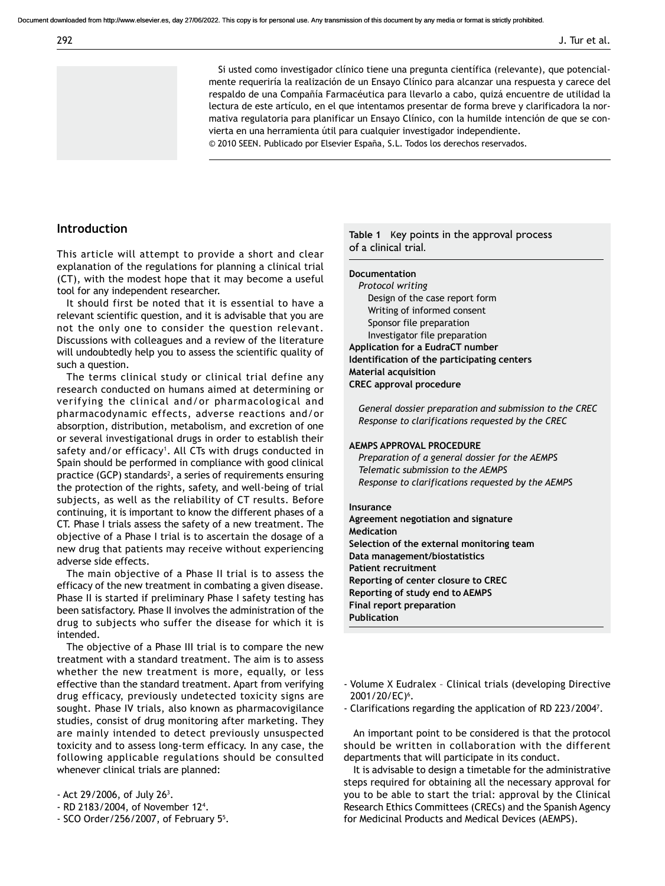Si usted como investigador clínico tiene una pregunta científica (relevante), que potencialmente requeriría la realización de un Ensayo Clínico para alcanzar una respuesta y carece del respaldo de una Compañía Farmacéutica para llevarlo a cabo, quizá encuentre de utilidad la lectura de este artículo, en el que intentamos presentar de forma breve y clarificadora la normativa regulatoria para planificar un Ensayo Clínico, con la humilde intención de que se convierta en una herramienta útil para cualquier investigador independiente.

© 2010 SEEN. Publicado por Elsevier España, S.L. Todos los derechos reservados.

## Introduction

This article will attempt to provide a short and clear explanation of the regulations for planning a clinical trial (CT), with the modest hope that it may become a useful tool for any independent researcher.

It should first be noted that it is essential to have a relevant scientific question, and it is advisable that you are not the only one to consider the question relevant. Discussions with colleagues and a review of the literature will undoubtedly help you to assess the scientific quality of such a question.

The terms clinical study or clinical trial define any research conducted on humans aimed at determining or verifying the clinical and/or pharmacological and pharmacodynamic effects, adverse reactions and/or absorption, distribution, metabolism, and excretion of one or several investigational drugs in order to establish their safety and/or efficacy[1]. All CTs with drugs conducted in Spain should be performed in compliance with good clinical practice (GCP) standards[2], a series of requirements ensuring the protection of the rights, safety, and well-being of trial subjects, as well as the reliability of CT results. Before continuing, it is important to know the different phases of a CT. Phase I trials assess the safety of a new treatment. The objective of a Phase I trial is to ascertain the dosage of a new drug that patients may receive without experiencing adverse side effects.

The main objective of a Phase II trial is to assess the efficacy of the new treatment in combating a given disease. Phase II is started if preliminary Phase I safety testing has been satisfactory. Phase II involves the administration of the drug to subjects who suffer the disease for which it is intended.

The objective of a Phase III trial is to compare the new treatment with a standard treatment. The aim is to assess whether the new treatment is more, equally, or less effective than the standard treatment. Apart from verifying drug efficacy, previously undetected toxicity signs are sought. Phase IV trials, also known as pharmacovigilance studies, consist of drug monitoring after marketing. They are mainly intended to detect previously unsuspected toxicity and to assess long-term efficacy. In any case, the following applicable regulations should be consulted whenever clinical trials are planned:

- Act 29/2006, of July 26[3].
- RD 2183/2004, of November 12[4].
- SCO Order/256/2007, of February 5[5].
- Volume X Eudralex – Clinical trials (developing Directive 2001/20/EC)[6].
- Clarifications regarding the application of RD 223/2004[7].

**Table 1** Key points in the approval process of a clinical trial.

**Documentation**
- *Protocol writing*
  - Design of the case report form
  - Writing of informed consent
  - Sponsor file preparation
  - Investigator file preparation

**Application for a EudraCT number**
**Identification of the participating centers**
**Material acquisition**
**CREC approval procedure**
- *General dossier preparation and submission to the CREC*
- *Response to clarifications requested by the CREC*

**AEMPS APPROVAL PROCEDURE**
- *Preparation of a general dossier for the AEMPS*
- *Telematic submission to the AEMPS*
- *Response to clarifications requested by the AEMPS*

**Insurance**
**Agreement negotiation and signature**
**Medication**
**Selection of the external monitoring team**
**Data management/biostatistics**
**Patient recruitment**
**Reporting of center closure to CREC**
**Reporting of study end to AEMPS**
**Final report preparation**
**Publication**

An important point to be considered is that the protocol should be written in collaboration with the different departments that will participate in its conduct.

It is advisable to design a timetable for the administrative steps required for obtaining all the necessary approval for you to be able to start the trial: approval by the Clinical Research Ethics Committees (CRECs) and the Spanish Agency for Medicinal Products and Medical Devices (AEMPS).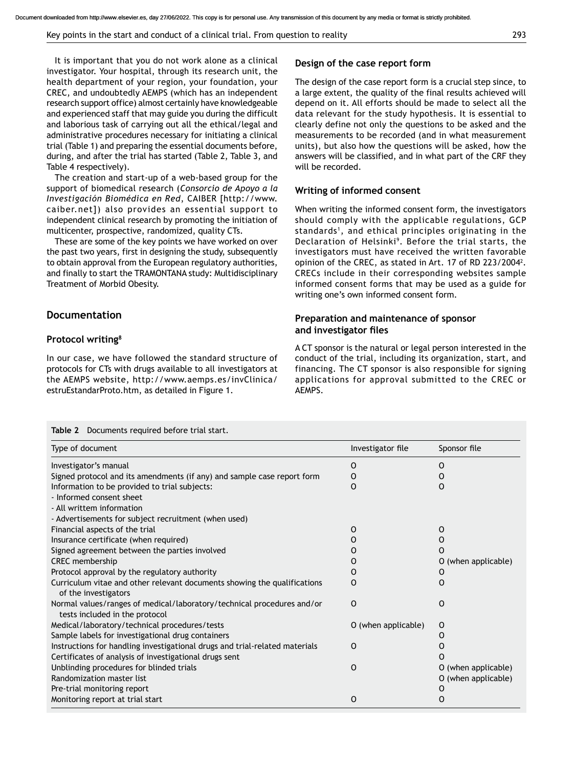It is important that you do not work alone as a clinical investigator. Your hospital, through its research unit, the health department of your region, your foundation, your CREC, and undoubtedly AEMPS (which has an independent research support office) almost certainly have knowledgeable and experienced staff that may guide you during the difficult and laborious task of carrying out all the ethical/legal and administrative procedures necessary for initiating a clinical trial (Table 1) and preparing the essential documents before, during, and after the trial has started (Table 2, Table 3, and Table 4 respectively).

The creation and start-up of a web-based group for the support of biomedical research (*Consorcio de Apoyo a la Investigación Biomédica en Red*, CAIBER [http://www.caiber.net]) also provides an essential support to independent clinical research by promoting the initiation of multicenter, prospective, randomized, quality CTs.

These are some of the key points we have worked on over the past two years, first in designing the study, subsequently to obtain approval from the European regulatory authorities, and finally to start the TRAMONTANA study: Multidisciplinary Treatment of Morbid Obesity.

## Documentation

### Protocol writing[8]

In our case, we have followed the standard structure of protocols for CTs with drugs available to all investigators at the AEMPS website, http://www.aemps.es/invClinica/estruEstandarProto.htm, as detailed in Figure 1.

### Design of the case report form

The design of the case report form is a crucial step since, to a large extent, the quality of the final results achieved will depend on it. All efforts should be made to select all the data relevant for the study hypothesis. It is essential to clearly define not only the questions to be asked and the measurements to be recorded (and in what measurement units), but also how the questions will be asked, how the answers will be classified, and in what part of the CRF they will be recorded.

### Writing of informed consent

When writing the informed consent form, the investigators should comply with the applicable regulations, GCP standards[1], and ethical principles originating in the Declaration of Helsinki[9]. Before the trial starts, the investigators must have received the written favorable opinion of the CREC, as stated in Art. 17 of RD 223/2004[2]. CRECs include in their corresponding websites sample informed consent forms that may be used as a guide for writing one's own informed consent form.

### Preparation and maintenance of sponsor and investigator files

A CT sponsor is the natural or legal person interested in the conduct of the trial, including its organization, start, and financing. The CT sponsor is also responsible for signing applications for approval submitted to the CREC or AEMPS.

**Table 2** Documents required before trial start.

| Type of document | Investigator file | Sponsor file |
|---|---|---|
| Investigator's manual | O | O |
| Signed protocol and its amendments (if any) and sample case report form | O | O |
| Information to be provided to trial subjects:<br>- Informed consent sheet<br>- All writtem information<br>- Advertisements for subject recruitment (when used) | O | O |
| Financial aspects of the trial | O | O |
| Insurance certificate (when required) | O | O |
| Signed agreement between the parties involved | O | O |
| CREC membership | O | O (when applicable) |
| Protocol approval by the regulatory authority | O | O |
| Curriculum vitae and other relevant documents showing the qualifications of the investigators | O | O |
| Normal values/ranges of medical/laboratory/technical procedures and/or tests included in the protocol | O | O |
| Medical/laboratory/technical procedures/tests | O (when applicable) | O |
| Sample labels for investigational drug containers | | O |
| Instructions for handling investigational drugs and trial-related materials | O | O |
| Certificates of analysis of investigational drugs sent | | O |
| Unblinding procedures for blinded trials | O | O (when applicable) |
| Randomization master list | | O (when applicable) |
| Pre-trial monitoring report | | O |
| Monitoring report at trial start | O | O |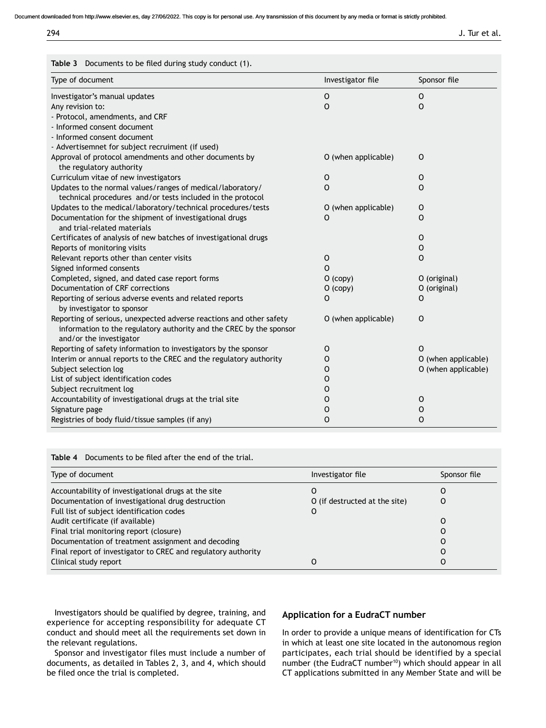Document downloaded from http://www.elsevier.es, day 27/06/2022. This copy is for personal use. Any transmission of this document by any media or format is strictly prohibited.

**Table 3** Documents to be filed during study conduct (1).

| Type of document | Investigator file | Sponsor file |
|---|---|---|
| Investigator's manual updates | O | O |
| Any revision to:<br>- Protocol, amendments, and CRF<br>- Informed consent document<br>- Informed consent document<br>- Advertisemnet for subject recruiment (if used) | O | O |
| Approval of protocol amendments and other documents by the regulatory authority | O (when applicable) | O |
| Curriculum vitae of new investigators | O | O |
| Updates to the normal values/ranges of medical/laboratory/ technical procedures and/or tests included in the protocol | O | O |
| Updates to the medical/laboratory/technical procedures/tests | O (when applicable) | O |
| Documentation for the shipment of investigational drugs and trial-related materials | O | O |
| Certificates of analysis of new batches of investigational drugs | | O |
| Reports of monitoring visits | | O |
| Relevant reports other than center visits | O | O |
| Signed informed consents | O | |
| Completed, signed, and dated case report forms | O (copy) | O (original) |
| Documentation of CRF corrections | O (copy) | O (original) |
| Reporting of serious adverse events and related reports by investigator to sponsor | O | O |
| Reporting of serious, unexpected adverse reactions and other safety information to the regulatory authority and the CREC by the sponsor and/or the investigator | O (when applicable) | O |
| Reporting of safety information to investigators by the sponsor | O | O |
| Interim or annual reports to the CREC and the regulatory authority | O | O (when applicable) |
| Subject selection log | O | O (when applicable) |
| List of subject identification codes | O | |
| Subject recruitment log | O | |
| Accountability of investigational drugs at the trial site | O | O |
| Signature page | O | O |
| Registries of body fluid/tissue samples (if any) | O | O |

**Table 4** Documents to be filed after the end of the trial.

| Type of document | Investigator file | Sponsor file |
|---|---|---|
| Accountability of investigational drugs at the site | O | O |
| Documentation of investigational drug destruction | O (if destructed at the site) | O |
| Full list of subject identification codes | O | |
| Audit certificate (if available) | | O |
| Final trial monitoring report (closure) | | O |
| Documentation of treatment assignment and decoding | | O |
| Final report of investigator to CREC and regulatory authority | | O |
| Clinical study report | O | O |

Investigators should be qualified by degree, training, and experience for accepting responsibility for adequate CT conduct and should meet all the requirements set down in the relevant regulations.

Sponsor and investigator files must include a number of documents, as detailed in Tables 2, 3, and 4, which should be filed once the trial is completed.

## Application for a EudraCT number

In order to provide a unique means of identification for CTs in which at least one site located in the autonomous region participates, each trial should be identified by a special number (the EudraCT number[10]) which should appear in all CT applications submitted in any Member State and will be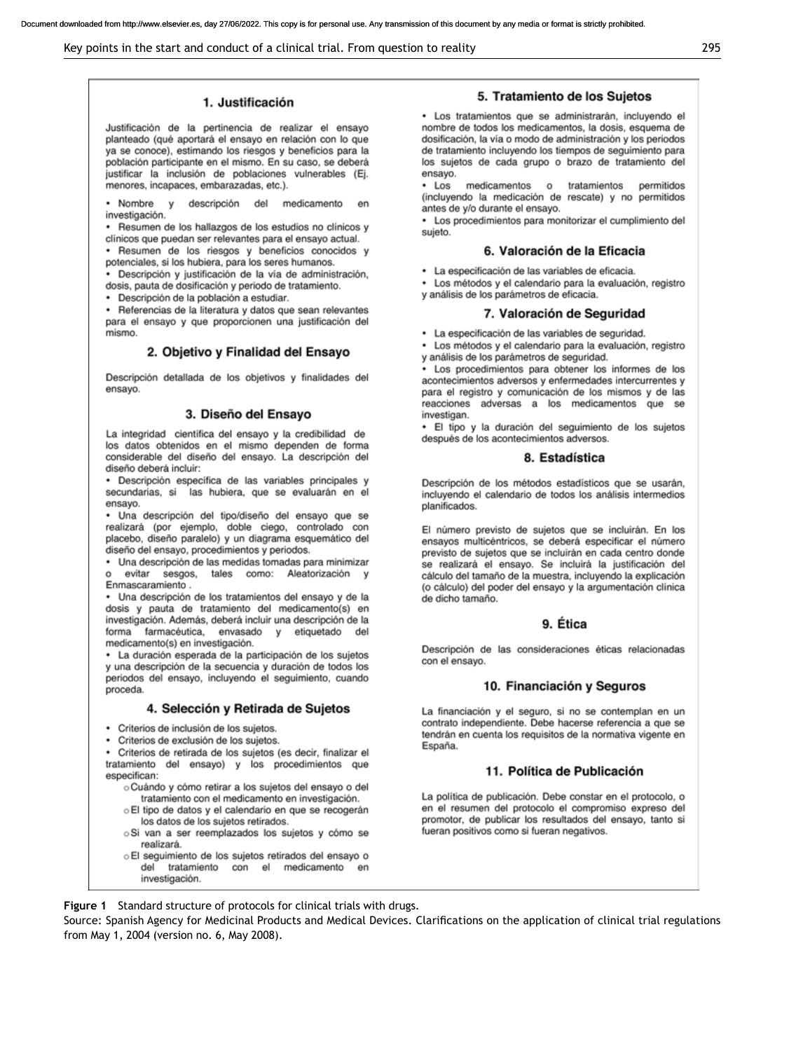## 1. Justificación

Justificación de la pertinencia de realizar el ensayo planteado (qué aportará el ensayo en relación con lo que ya se conoce), estimando los riesgos y beneficios para la población participante en el mismo. En su caso, se deberá justificar la inclusión de poblaciones vulnerables (Ej. menores, incapaces, embarazadas, etc.).

- Nombre y descripción del medicamento en investigación.
- Resumen de los hallazgos de los estudios no clínicos y clínicos que puedan ser relevantes para el ensayo actual.
- Resumen de los riesgos y beneficios conocidos y potenciales, si los hubiera, para los seres humanos.
- Descripción y justificación de la vía de administración, dosis, pauta de dosificación y periodo de tratamiento.
- Descripción de la población a estudiar.
- Referencias de la literatura y datos que sean relevantes para el ensayo y que proporcionen una justificación del mismo.

## 2. Objetivo y Finalidad del Ensayo

Descripción detallada de los objetivos y finalidades del ensayo.

## 3. Diseño del Ensayo

La integridad científica del ensayo y la credibilidad de los datos obtenidos en el mismo dependen de forma considerable del diseño del ensayo. La descripción del diseño deberá incluir:

- Descripción específica de las variables principales y secundarias, si las hubiera, que se evaluarán en el ensayo.
- Una descripción del tipo/diseño del ensayo que se realizará (por ejemplo, doble ciego, controlado con placebo, diseño paralelo) y un diagrama esquemático del diseño del ensayo, procedimientos y periodos.
- Una descripción de las medidas tomadas para minimizar o evitar sesgos, tales como: Aleatorización y Enmascaramiento .
- Una descripción de los tratamientos del ensayo y de la dosis y pauta de tratamiento del medicamento(s) en investigación. Además, deberá incluir una descripción de la forma farmacéutica, envasado y etiquetado del medicamento(s) en investigación.
- La duración esperada de la participación de los sujetos y una descripción de la secuencia y duración de todos los periodos del ensayo, incluyendo el seguimiento, cuando proceda.

## 4. Selección y Retirada de Sujetos

- Criterios de inclusión de los sujetos.
- Criterios de exclusión de los sujetos.
- Criterios de retirada de los sujetos (es decir, finalizar el tratamiento del ensayo) y los procedimientos que especifican:
  - Cuándo y cómo retirar a los sujetos del ensayo o del tratamiento con el medicamento en investigación.
  - El tipo de datos y el calendario en que se recogerán los datos de los sujetos retirados.
  - Si van a ser reemplazados los sujetos y cómo se realizará.
  - El seguimiento de los sujetos retirados del ensayo o del tratamiento con el medicamento en investigación.

## 5. Tratamiento de los Sujetos

- Los tratamientos que se administrarán, incluyendo el nombre de todos los medicamentos, la dosis, esquema de dosificación, la vía o modo de administración y los periodos de tratamiento incluyendo los tiempos de seguimiento para los sujetos de cada grupo o brazo de tratamiento del ensayo.
- Los medicamentos o tratamientos permitidos (incluyendo la medicación de rescate) y no permitidos antes de y/o durante el ensayo.
- Los procedimientos para monitorizar el cumplimiento del sujeto.

## 6. Valoración de la Eficacia

- La especificación de las variables de eficacia.
- Los métodos y el calendario para la evaluación, registro y análisis de los parámetros de eficacia.

## 7. Valoración de Seguridad

- La especificación de las variables de seguridad.
- Los métodos y el calendario para la evaluación, registro y análisis de los parámetros de seguridad.
- Los procedimientos para obtener los informes de los acontecimientos adversos y enfermedades intercurrentes y para el registro y comunicación de los mismos y de las reacciones adversas a los medicamentos que se investigan.
- El tipo y la duración del seguimiento de los sujetos después de los acontecimientos adversos.

## 8. Estadística

Descripción de los métodos estadísticos que se usarán, incluyendo el calendario de todos los análisis intermedios planificados.

El número previsto de sujetos que se incluirán. En los ensayos multicéntricos, se deberá especificar el número previsto de sujetos que se incluirán en cada centro donde se realizará el ensayo. Se incluirá la justificación del cálculo del tamaño de la muestra, incluyendo la explicación (o cálculo) del poder del ensayo y la argumentación clínica de dicho tamaño.

## 9. Ética

Descripción de las consideraciones éticas relacionadas con el ensayo.

## 10. Financiación y Seguros

La financiación y el seguro, si no se contemplan en un contrato independiente. Debe hacerse referencia a que se tendrán en cuenta los requisitos de la normativa vigente en España.

## 11. Política de Publicación

La política de publicación. Debe constar en el protocolo, o en el resumen del protocolo el compromiso expreso del promotor, de publicar los resultados del ensayo, tanto si fueran positivos como si fueran negativos.

**Figure 1** Standard structure of protocols for clinical trials with drugs.
Source: Spanish Agency for Medicinal Products and Medical Devices. Clarifications on the application of clinical trial regulations from May 1, 2004 (version no. 6, May 2008).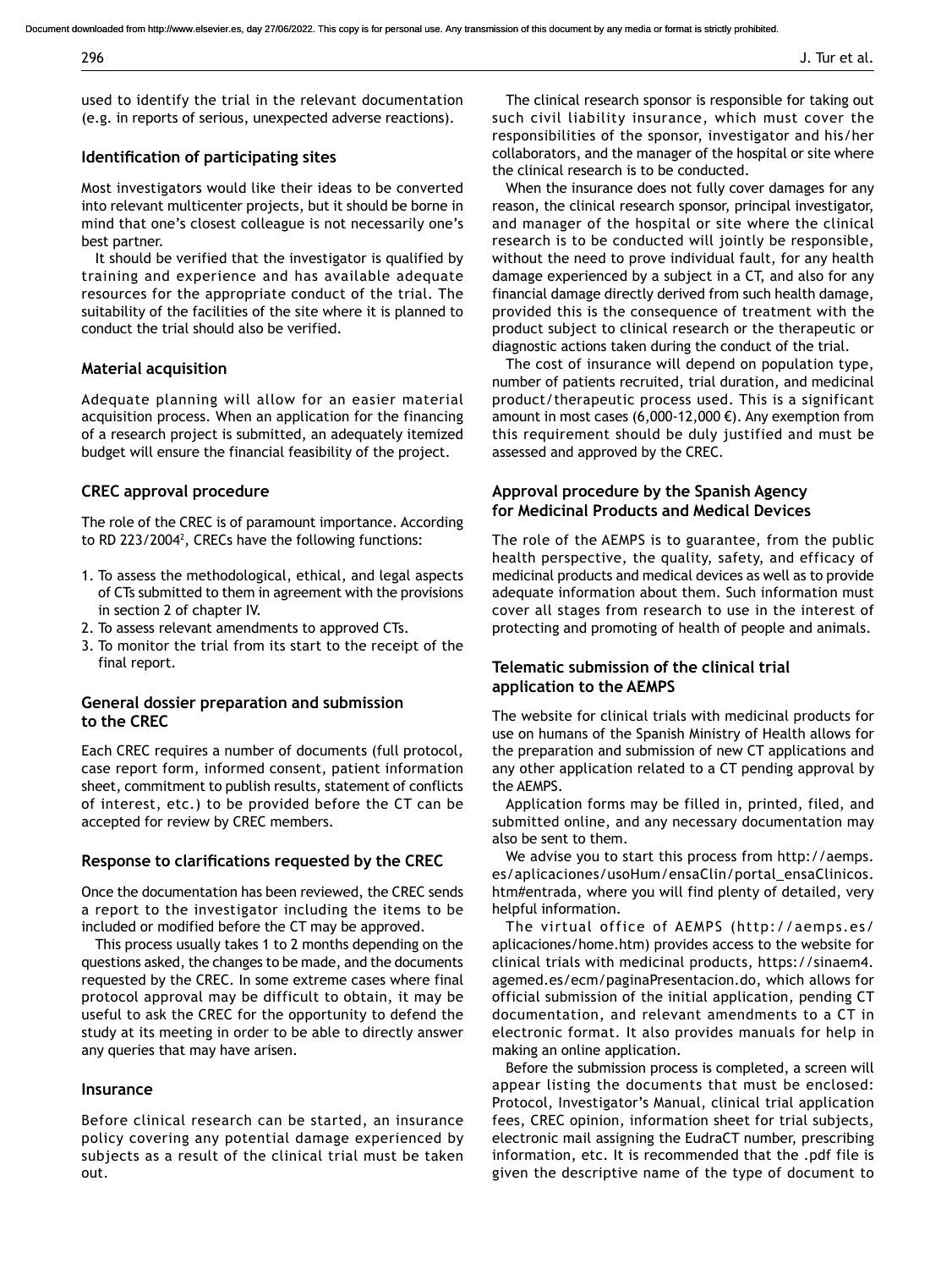used to identify the trial in the relevant documentation (e.g. in reports of serious, unexpected adverse reactions).

### Identification of participating sites

Most investigators would like their ideas to be converted into relevant multicenter projects, but it should be borne in mind that one's closest colleague is not necessarily one's best partner.

It should be verified that the investigator is qualified by training and experience and has available adequate resources for the appropriate conduct of the trial. The suitability of the facilities of the site where it is planned to conduct the trial should also be verified.

### Material acquisition

Adequate planning will allow for an easier material acquisition process. When an application for the financing of a research project is submitted, an adequately itemized budget will ensure the financial feasibility of the project.

### CREC approval procedure

The role of the CREC is of paramount importance. According to RD 223/2004[2], CRECs have the following functions:

1. To assess the methodological, ethical, and legal aspects of CTs submitted to them in agreement with the provisions in section 2 of chapter IV.
2. To assess relevant amendments to approved CTs.
3. To monitor the trial from its start to the receipt of the final report.

### General dossier preparation and submission to the CREC

Each CREC requires a number of documents (full protocol, case report form, informed consent, patient information sheet, commitment to publish results, statement of conflicts of interest, etc.) to be provided before the CT can be accepted for review by CREC members.

### Response to clarifications requested by the CREC

Once the documentation has been reviewed, the CREC sends a report to the investigator including the items to be included or modified before the CT may be approved.

This process usually takes 1 to 2 months depending on the questions asked, the changes to be made, and the documents requested by the CREC. In some extreme cases where final protocol approval may be difficult to obtain, it may be useful to ask the CREC for the opportunity to defend the study at its meeting in order to be able to directly answer any queries that may have arisen.

### Insurance

Before clinical research can be started, an insurance policy covering any potential damage experienced by subjects as a result of the clinical trial must be taken out.

The clinical research sponsor is responsible for taking out such civil liability insurance, which must cover the responsibilities of the sponsor, investigator and his/her collaborators, and the manager of the hospital or site where the clinical research is to be conducted.

When the insurance does not fully cover damages for any reason, the clinical research sponsor, principal investigator, and manager of the hospital or site where the clinical research is to be conducted will jointly be responsible, without the need to prove individual fault, for any health damage experienced by a subject in a CT, and also for any financial damage directly derived from such health damage, provided this is the consequence of treatment with the product subject to clinical research or the therapeutic or diagnostic actions taken during the conduct of the trial.

The cost of insurance will depend on population type, number of patients recruited, trial duration, and medicinal product/therapeutic process used. This is a significant amount in most cases (6,000-12,000 €). Any exemption from this requirement should be duly justified and must be assessed and approved by the CREC.

### Approval procedure by the Spanish Agency for Medicinal Products and Medical Devices

The role of the AEMPS is to guarantee, from the public health perspective, the quality, safety, and efficacy of medicinal products and medical devices as well as to provide adequate information about them. Such information must cover all stages from research to use in the interest of protecting and promoting of health of people and animals.

### Telematic submission of the clinical trial application to the AEMPS

The website for clinical trials with medicinal products for use on humans of the Spanish Ministry of Health allows for the preparation and submission of new CT applications and any other application related to a CT pending approval by the AEMPS.

Application forms may be filled in, printed, filed, and submitted online, and any necessary documentation may also be sent to them.

We advise you to start this process from http://aemps.es/aplicaciones/usoHum/ensaClin/portal_ensaClinicos.htm#entrada, where you will find plenty of detailed, very helpful information.

The virtual office of AEMPS (http://aemps.es/aplicaciones/home.htm) provides access to the website for clinical trials with medicinal products, https://sinaem4.agemed.es/ecm/paginaPresentacion.do, which allows for official submission of the initial application, pending CT documentation, and relevant amendments to a CT in electronic format. It also provides manuals for help in making an online application.

Before the submission process is completed, a screen will appear listing the documents that must be enclosed: Protocol, Investigator's Manual, clinical trial application fees, CREC opinion, information sheet for trial subjects, electronic mail assigning the EudraCT number, prescribing information, etc. It is recommended that the .pdf file is given the descriptive name of the type of document to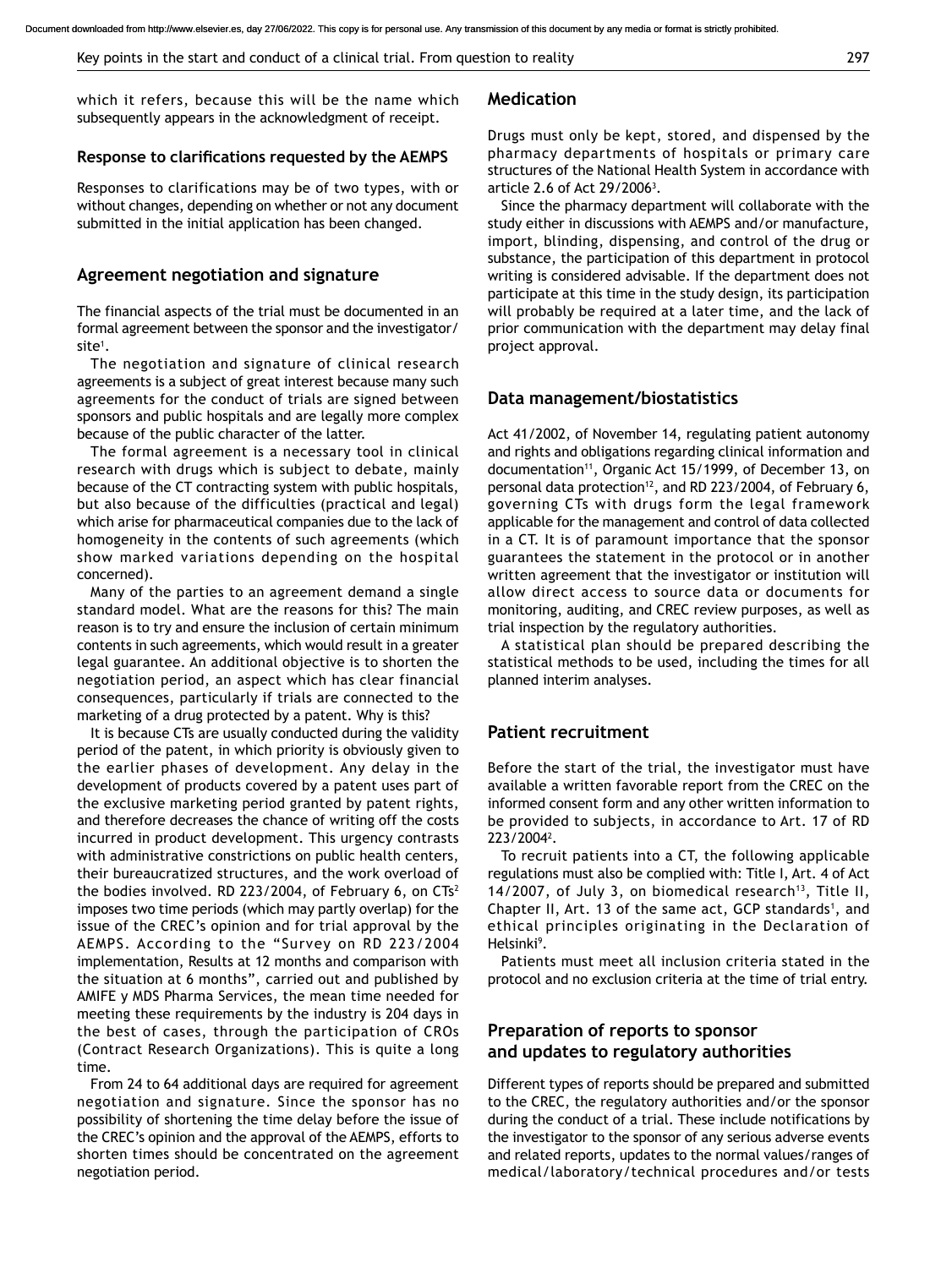which it refers, because this will be the name which subsequently appears in the acknowledgment of receipt.

### Response to clarifications requested by the AEMPS

Responses to clarifications may be of two types, with or without changes, depending on whether or not any document submitted in the initial application has been changed.

## Agreement negotiation and signature

The financial aspects of the trial must be documented in an formal agreement between the sponsor and the investigator/site[1].

The negotiation and signature of clinical research agreements is a subject of great interest because many such agreements for the conduct of trials are signed between sponsors and public hospitals and are legally more complex because of the public character of the latter.

The formal agreement is a necessary tool in clinical research with drugs which is subject to debate, mainly because of the CT contracting system with public hospitals, but also because of the difficulties (practical and legal) which arise for pharmaceutical companies due to the lack of homogeneity in the contents of such agreements (which show marked variations depending on the hospital concerned).

Many of the parties to an agreement demand a single standard model. What are the reasons for this? The main reason is to try and ensure the inclusion of certain minimum contents in such agreements, which would result in a greater legal guarantee. An additional objective is to shorten the negotiation period, an aspect which has clear financial consequences, particularly if trials are connected to the marketing of a drug protected by a patent. Why is this?

It is because CTs are usually conducted during the validity period of the patent, in which priority is obviously given to the earlier phases of development. Any delay in the development of products covered by a patent uses part of the exclusive marketing period granted by patent rights, and therefore decreases the chance of writing off the costs incurred in product development. This urgency contrasts with administrative constrictions on public health centers, their bureaucratized structures, and the work overload of the bodies involved. RD 223/2004, of February 6, on CTs[2] imposes two time periods (which may partly overlap) for the issue of the CREC's opinion and for trial approval by the AEMPS. According to the "Survey on RD 223/2004 implementation, Results at 12 months and comparison with the situation at 6 months", carried out and published by AMIFE y MDS Pharma Services, the mean time needed for meeting these requirements by the industry is 204 days in the best of cases, through the participation of CROs (Contract Research Organizations). This is quite a long time.

From 24 to 64 additional days are required for agreement negotiation and signature. Since the sponsor has no possibility of shortening the time delay before the issue of the CREC's opinion and the approval of the AEMPS, efforts to shorten times should be concentrated on the agreement negotiation period.

## Medication

Drugs must only be kept, stored, and dispensed by the pharmacy departments of hospitals or primary care structures of the National Health System in accordance with article 2.6 of Act 29/2006[3].

Since the pharmacy department will collaborate with the study either in discussions with AEMPS and/or manufacture, import, blinding, dispensing, and control of the drug or substance, the participation of this department in protocol writing is considered advisable. If the department does not participate at this time in the study design, its participation will probably be required at a later time, and the lack of prior communication with the department may delay final project approval.

## Data management/biostatistics

Act 41/2002, of November 14, regulating patient autonomy and rights and obligations regarding clinical information and documentation[11], Organic Act 15/1999, of December 13, on personal data protection[12], and RD 223/2004, of February 6, governing CTs with drugs form the legal framework applicable for the management and control of data collected in a CT. It is of paramount importance that the sponsor guarantees the statement in the protocol or in another written agreement that the investigator or institution will allow direct access to source data or documents for monitoring, auditing, and CREC review purposes, as well as trial inspection by the regulatory authorities.

A statistical plan should be prepared describing the statistical methods to be used, including the times for all planned interim analyses.

## Patient recruitment

Before the start of the trial, the investigator must have available a written favorable report from the CREC on the informed consent form and any other written information to be provided to subjects, in accordance to Art. 17 of RD 223/2004[2].

To recruit patients into a CT, the following applicable regulations must also be complied with: Title I, Art. 4 of Act 14/2007, of July 3, on biomedical research[13], Title II, Chapter II, Art. 13 of the same act, GCP standards[1], and ethical principles originating in the Declaration of Helsinki[9].

Patients must meet all inclusion criteria stated in the protocol and no exclusion criteria at the time of trial entry.

## Preparation of reports to sponsor and updates to regulatory authorities

Different types of reports should be prepared and submitted to the CREC, the regulatory authorities and/or the sponsor during the conduct of a trial. These include notifications by the investigator to the sponsor of any serious adverse events and related reports, updates to the normal values/ranges of medical/laboratory/technical procedures and/or tests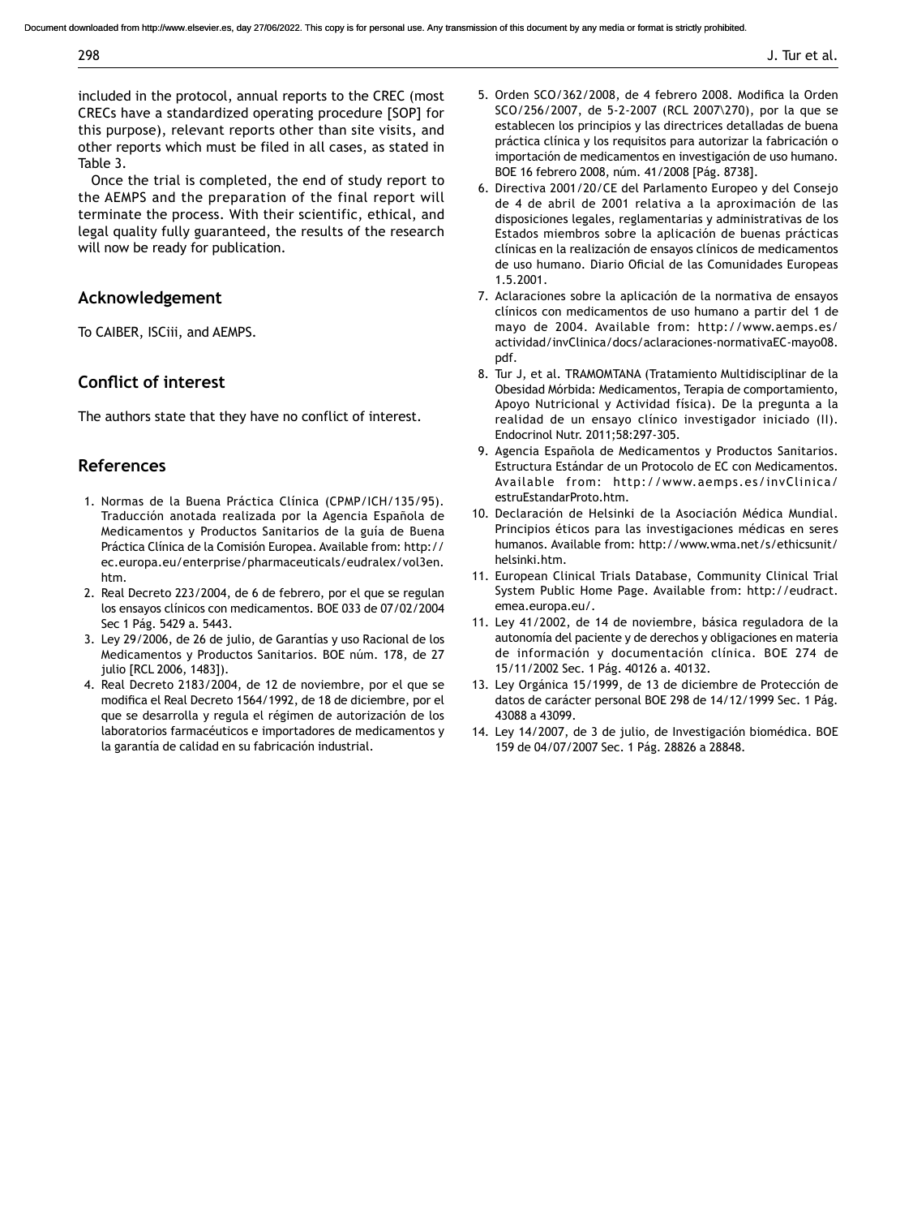included in the protocol, annual reports to the CREC (most CRECs have a standardized operating procedure [SOP] for this purpose), relevant reports other than site visits, and other reports which must be filed in all cases, as stated in Table 3.

Once the trial is completed, the end of study report to the AEMPS and the preparation of the final report will terminate the process. With their scientific, ethical, and legal quality fully guaranteed, the results of the research will now be ready for publication.

## Acknowledgement

To CAIBER, ISCiii, and AEMPS.

## Conflict of interest

The authors state that they have no conflict of interest.

## References

1. Normas de la Buena Práctica Clínica (CPMP/ICH/135/95). Traducción anotada realizada por la Agencia Española de Medicamentos y Productos Sanitarios de la guía de Buena Práctica Clínica de la Comisión Europea. Available from: http://ec.europa.eu/enterprise/pharmaceuticals/eudralex/vol3en.htm.
2. Real Decreto 223/2004, de 6 de febrero, por el que se regulan los ensayos clínicos con medicamentos. BOE 033 de 07/02/2004 Sec 1 Pág. 5429 a. 5443.
3. Ley 29/2006, de 26 de julio, de Garantías y uso Racional de los Medicamentos y Productos Sanitarios. BOE núm. 178, de 27 julio [RCL 2006, 1483]).
4. Real Decreto 2183/2004, de 12 de noviembre, por el que se modifica el Real Decreto 1564/1992, de 18 de diciembre, por el que se desarrolla y regula el régimen de autorización de los laboratorios farmacéuticos e importadores de medicamentos y la garantía de calidad en su fabricación industrial.
5. Orden SCO/362/2008, de 4 febrero 2008. Modifica la Orden SCO/256/2007, de 5-2-2007 (RCL 2007\270), por la que se establecen los principios y las directrices detalladas de buena práctica clínica y los requisitos para autorizar la fabricación o importación de medicamentos en investigación de uso humano. BOE 16 febrero 2008, núm. 41/2008 [Pág. 8738].
6. Directiva 2001/20/CE del Parlamento Europeo y del Consejo de 4 de abril de 2001 relativa a la aproximación de las disposiciones legales, reglamentarias y administrativas de los Estados miembros sobre la aplicación de buenas prácticas clínicas en la realización de ensayos clínicos de medicamentos de uso humano. Diario Oficial de las Comunidades Europeas 1.5.2001.
7. Aclaraciones sobre la aplicación de la normativa de ensayos clínicos con medicamentos de uso humano a partir del 1 de mayo de 2004. Available from: http://www.aemps.es/actividad/invClinica/docs/aclaraciones-normativaEC-mayo08.pdf.
8. Tur J, et al. TRAMOMTANA (Tratamiento Multidisciplinar de la Obesidad Mórbida: Medicamentos, Terapia de comportamiento, Apoyo Nutricional y Actividad física). De la pregunta a la realidad de un ensayo clínico investigador iniciado (II). Endocrinol Nutr. 2011;58:297-305.
9. Agencia Española de Medicamentos y Productos Sanitarios. Estructura Estándar de un Protocolo de EC con Medicamentos. Available from: http://www.aemps.es/invClinica/estruEstandarProto.htm.
10. Declaración de Helsinki de la Asociación Médica Mundial. Principios éticos para las investigaciones médicas en seres humanos. Available from: http://www.wma.net/s/ethicsunit/helsinki.htm.
11. European Clinical Trials Database, Community Clinical Trial System Public Home Page. Available from: http://eudract.emea.europa.eu/.
11. Ley 41/2002, de 14 de noviembre, básica reguladora de la autonomía del paciente y de derechos y obligaciones en materia de información y documentación clínica. BOE 274 de 15/11/2002 Sec. 1 Pág. 40126 a. 40132.
13. Ley Orgánica 15/1999, de 13 de diciembre de Protección de datos de carácter personal BOE 298 de 14/12/1999 Sec. 1 Pág. 43088 a 43099.
14. Ley 14/2007, de 3 de julio, de Investigación biomédica. BOE 159 de 04/07/2007 Sec. 1 Pág. 28826 a 28848.